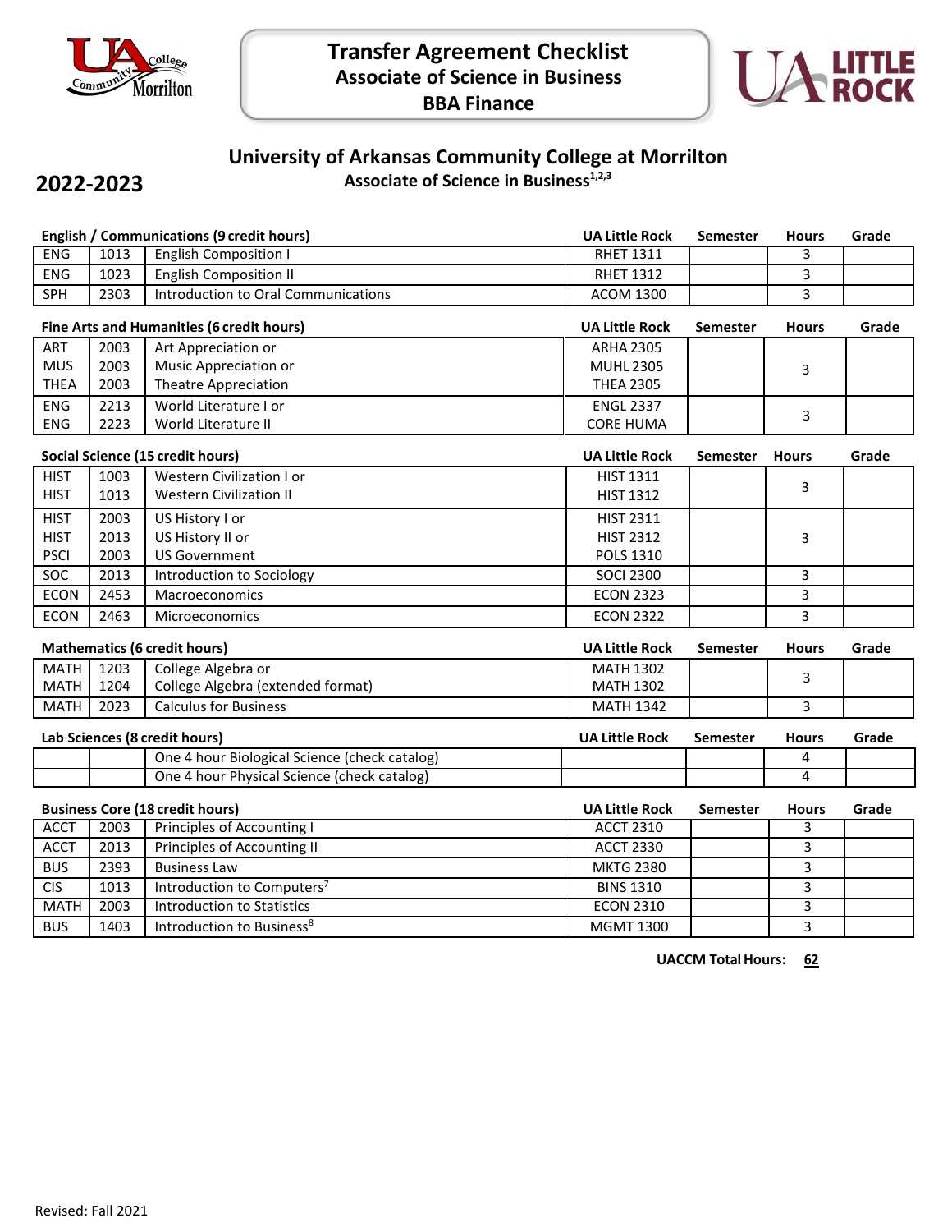# Transfer Agreement Checklist
## Associate of Science in Business
## BBA Finance

## University of Arkansas Community College at Morrilton

**2022-2023**

**Associate of Science in Business[1,2,3]**

**English / Communications (9 credit hours)**

| | | | UA Little Rock | Semester | Hours | Grade |
|---|---|---|---|---|---|---|
| ENG | 1013 | English Composition I | RHET 1311 | | 3 | |
| ENG | 1023 | English Composition II | RHET 1312 | | 3 | |
| SPH | 2303 | Introduction to Oral Communications | ACOM 1300 | | 3 | |

**Fine Arts and Humanities (6 credit hours)**

| | | | UA Little Rock | Semester | Hours | Grade |
|---|---|---|---|---|---|---|
| ART<br>MUS<br>THEA | 2003<br>2003<br>2003 | Art Appreciation or<br>Music Appreciation or<br>Theatre Appreciation | ARHA 2305<br>MUHL 2305<br>THEA 2305 | | 3 | |
| ENG<br>ENG | 2213<br>2223 | World Literature I or<br>World Literature II | ENGL 2337<br>CORE HUMA | | 3 | |

**Social Science (15 credit hours)**

| | | | UA Little Rock | Semester | Hours | Grade |
|---|---|---|---|---|---|---|
| HIST<br>HIST | 1003<br>1013 | Western Civilization I or<br>Western Civilization II | HIST 1311<br>HIST 1312 | | 3 | |
| HIST<br>HIST<br>PSCI | 2003<br>2013<br>2003 | US History I or<br>US History II or<br>US Government | HIST 2311<br>HIST 2312<br>POLS 1310 | | 3 | |
| SOC | 2013 | Introduction to Sociology | SOCI 2300 | | 3 | |
| ECON | 2453 | Macroeconomics | ECON 2323 | | 3 | |
| ECON | 2463 | Microeconomics | ECON 2322 | | 3 | |

**Mathematics (6 credit hours)**

| | | | UA Little Rock | Semester | Hours | Grade |
|---|---|---|---|---|---|---|
| MATH<br>MATH | 1203<br>1204 | College Algebra or<br>College Algebra (extended format) | MATH 1302<br>MATH 1302 | | 3 | |
| MATH | 2023 | Calculus for Business | MATH 1342 | | 3 | |

**Lab Sciences (8 credit hours)**

| | | | UA Little Rock | Semester | Hours | Grade |
|---|---|---|---|---|---|---|
| | | One 4 hour Biological Science (check catalog) | | | 4 | |
| | | One 4 hour Physical Science (check catalog) | | | 4 | |

**Business Core (18 credit hours)**

| | | | UA Little Rock | Semester | Hours | Grade |
|---|---|---|---|---|---|---|
| ACCT | 2003 | Principles of Accounting I | ACCT 2310 | | 3 | |
| ACCT | 2013 | Principles of Accounting II | ACCT 2330 | | 3 | |
| BUS | 2393 | Business Law | MKTG 2380 | | 3 | |
| CIS | 1013 | Introduction to Computers[7] | BINS 1310 | | 3 | |
| MATH | 2003 | Introduction to Statistics | ECON 2310 | | 3 | |
| BUS | 1403 | Introduction to Business[8] | MGMT 1300 | | 3 | |

**UACCM Total Hours: 62**

Revised: Fall 2021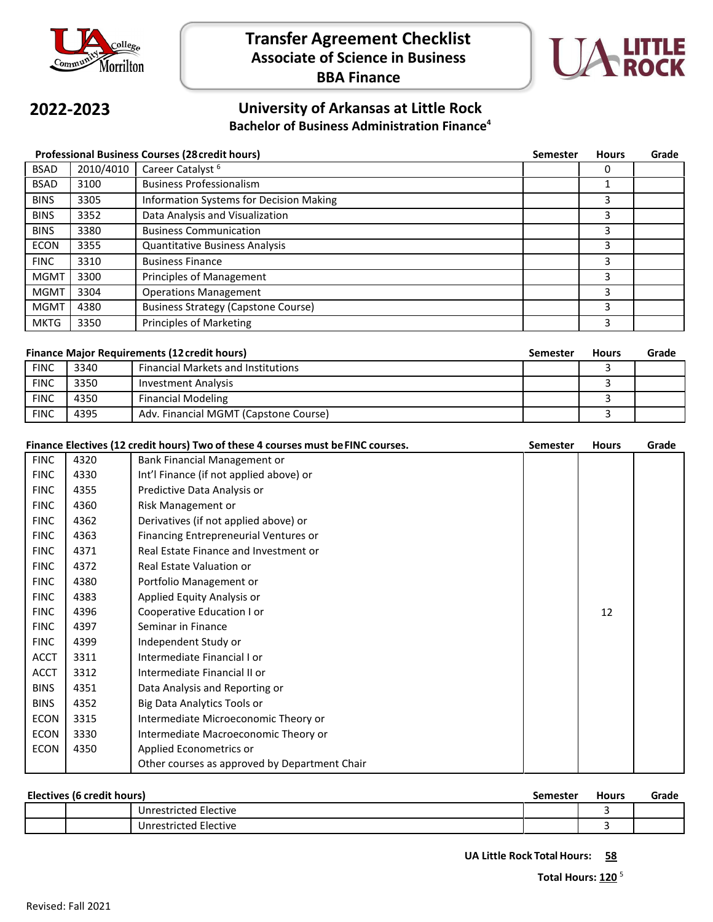# Transfer Agreement Checklist
## Associate of Science in Business
## BBA Finance

**2022-2023**

## University of Arkansas at Little Rock
### Bachelor of Business Administration Finance[4]

| Professional Business Courses (28 credit hours) | | | Semester | Hours | Grade |
|---|---|---|---|---|---|
| BSAD | 2010/4010 | Career Catalyst [6] | | 0 | |
| BSAD | 3100 | Business Professionalism | | 1 | |
| BINS | 3305 | Information Systems for Decision Making | | 3 | |
| BINS | 3352 | Data Analysis and Visualization | | 3 | |
| BINS | 3380 | Business Communication | | 3 | |
| ECON | 3355 | Quantitative Business Analysis | | 3 | |
| FINC | 3310 | Business Finance | | 3 | |
| MGMT | 3300 | Principles of Management | | 3 | |
| MGMT | 3304 | Operations Management | | 3 | |
| MGMT | 4380 | Business Strategy (Capstone Course) | | 3 | |
| MKTG | 3350 | Principles of Marketing | | 3 | |

| Finance Major Requirements (12 credit hours) | | | Semester | Hours | Grade |
|---|---|---|---|---|---|
| FINC | 3340 | Financial Markets and Institutions | | 3 | |
| FINC | 3350 | Investment Analysis | | 3 | |
| FINC | 4350 | Financial Modeling | | 3 | |
| FINC | 4395 | Adv. Financial MGMT (Capstone Course) | | 3 | |

| Finance Electives (12 credit hours) Two of these 4 courses must be FINC courses. | | | Semester | Hours | Grade |
|---|---|---|---|---|---|
| FINC | 4320 | Bank Financial Management or | | | |
| FINC | 4330 | Int'l Finance (if not applied above) or | | | |
| FINC | 4355 | Predictive Data Analysis or | | | |
| FINC | 4360 | Risk Management or | | | |
| FINC | 4362 | Derivatives (if not applied above) or | | | |
| FINC | 4363 | Financing Entrepreneurial Ventures or | | | |
| FINC | 4371 | Real Estate Finance and Investment or | | | |
| FINC | 4372 | Real Estate Valuation or | | | |
| FINC | 4380 | Portfolio Management or | | | |
| FINC | 4383 | Applied Equity Analysis or | | | |
| FINC | 4396 | Cooperative Education I or | | 12 | |
| FINC | 4397 | Seminar in Finance | | | |
| FINC | 4399 | Independent Study or | | | |
| ACCT | 3311 | Intermediate Financial I or | | | |
| ACCT | 3312 | Intermediate Financial II or | | | |
| BINS | 4351 | Data Analysis and Reporting or | | | |
| BINS | 4352 | Big Data Analytics Tools or | | | |
| ECON | 3315 | Intermediate Microeconomic Theory or | | | |
| ECON | 3330 | Intermediate Macroeconomic Theory or | | | |
| ECON | 4350 | Applied Econometrics or | | | |
| | | Other courses as approved by Department Chair | | | |

| Electives (6 credit hours) | | | Semester | Hours | Grade |
|---|---|---|---|---|---|
| | | Unrestricted Elective | | 3 | |
| | | Unrestricted Elective | | 3 | |

**UA Little Rock Total Hours: 58**

**Total Hours: 120** [5]

Revised: Fall 2021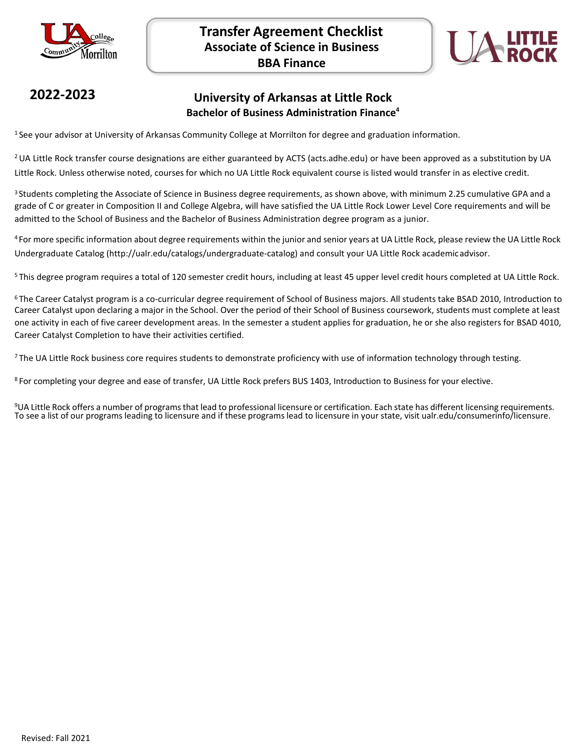# Transfer Agreement Checklist
## Associate of Science in Business
## BBA Finance

**2022-2023**

## University of Arkansas at Little Rock
### Bachelor of Business Administration Finance[4]

[1] See your advisor at University of Arkansas Community College at Morrilton for degree and graduation information.

[2] UA Little Rock transfer course designations are either guaranteed by ACTS (acts.adhe.edu) or have been approved as a substitution by UA Little Rock. Unless otherwise noted, courses for which no UA Little Rock equivalent course is listed would transfer in as elective credit.

[3] Students completing the Associate of Science in Business degree requirements, as shown above, with minimum 2.25 cumulative GPA and a grade of C or greater in Composition II and College Algebra, will have satisfied the UA Little Rock Lower Level Core requirements and will be admitted to the School of Business and the Bachelor of Business Administration degree program as a junior.

[4] For more specific information about degree requirements within the junior and senior years at UA Little Rock, please review the UA Little Rock Undergraduate Catalog (http://ualr.edu/catalogs/undergraduate-catalog) and consult your UA Little Rock academic advisor.

[5] This degree program requires a total of 120 semester credit hours, including at least 45 upper level credit hours completed at UA Little Rock.

[6] The Career Catalyst program is a co-curricular degree requirement of School of Business majors. All students take BSAD 2010, Introduction to Career Catalyst upon declaring a major in the School. Over the period of their School of Business coursework, students must complete at least one activity in each of five career development areas. In the semester a student applies for graduation, he or she also registers for BSAD 4010, Career Catalyst Completion to have their activities certified.

[7] The UA Little Rock business core requires students to demonstrate proficiency with use of information technology through testing.

[8] For completing your degree and ease of transfer, UA Little Rock prefers BUS 1403, Introduction to Business for your elective.

[9] UA Little Rock offers a number of programs that lead to professional licensure or certification. Each state has different licensing requirements. To see a list of our programs leading to licensure and if these programs lead to licensure in your state, visit ualr.edu/consumerinfo/licensure.

Revised: Fall 2021